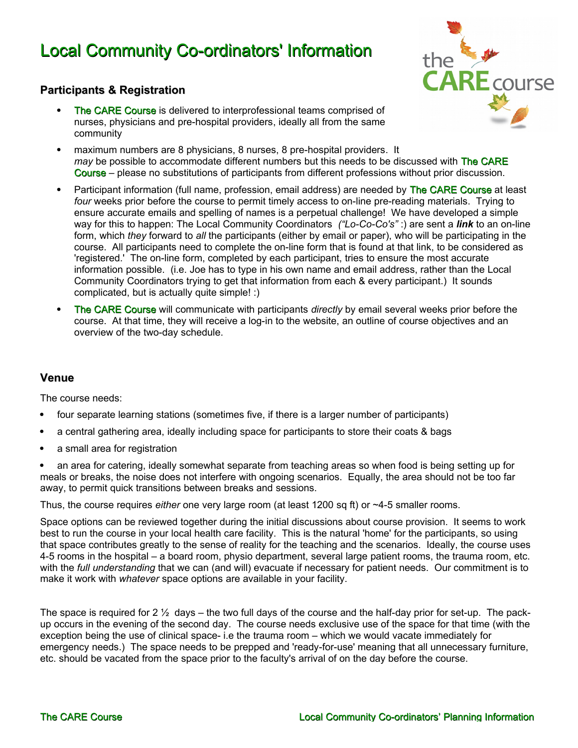# Local Community Co-ordinators' Information

## Participants & Registration

- The CARE Course is delivered to interprofessional teams comprised of nurses, physicians and pre-hospital providers, ideally all from the same community
- maximum numbers are 8 physicians, 8 nurses, 8 pre-hospital providers. It *may* be possible to accommodate different numbers but this needs to be discussed with The CARE Course – please no substitutions of participants from different professions without prior discussion.
- Participant information (full name, profession, email address) are needed by The CARE Course at least *four* weeks prior before the course to permit timely access to on-line pre-reading materials. Trying to ensure accurate emails and spelling of names is a perpetual challenge! We have developed a simple way for this to happen: The Local Community Coordinators *("Lo-Co-Co's"* :) are sent a ***link*** to an on-line form, which *they* forward to *all* the participants (either by email or paper), who will be participating in the course. All participants need to complete the on-line form that is found at that link, to be considered as 'registered.' The on-line form, completed by each participant, tries to ensure the most accurate information possible. (i.e. Joe has to type in his own name and email address, rather than the Local Community Coordinators trying to get that information from each & every participant.) It sounds complicated, but is actually quite simple! :)
- The CARE Course will communicate with participants *directly* by email several weeks prior before the course. At that time, they will receive a log-in to the website, an outline of course objectives and an overview of the two-day schedule.

## Venue

The course needs:

- four separate learning stations (sometimes five, if there is a larger number of participants)
- a central gathering area, ideally including space for participants to store their coats & bags
- a small area for registration
- an area for catering, ideally somewhat separate from teaching areas so when food is being setting up for meals or breaks, the noise does not interfere with ongoing scenarios. Equally, the area should not be too far away, to permit quick transitions between breaks and sessions.

Thus, the course requires *either* one very large room (at least 1200 sq ft) or ~4-5 smaller rooms.

Space options can be reviewed together during the initial discussions about course provision. It seems to work best to run the course in your local health care facility. This is the natural 'home' for the participants, so using that space contributes greatly to the sense of reality for the teaching and the scenarios. Ideally, the course uses 4-5 rooms in the hospital – a board room, physio department, several large patient rooms, the trauma room, etc. with the *full understanding* that we can (and will) evacuate if necessary for patient needs. Our commitment is to make it work with *whatever* space options are available in your facility.

The space is required for 2 ½ days – the two full days of the course and the half-day prior for set-up. The pack-up occurs in the evening of the second day. The course needs exclusive use of the space for that time (with the exception being the use of clinical space- i.e the trauma room – which we would vacate immediately for emergency needs.) The space needs to be prepped and 'ready-for-use' meaning that all unnecessary furniture, etc. should be vacated from the space prior to the faculty's arrival of on the day before the course.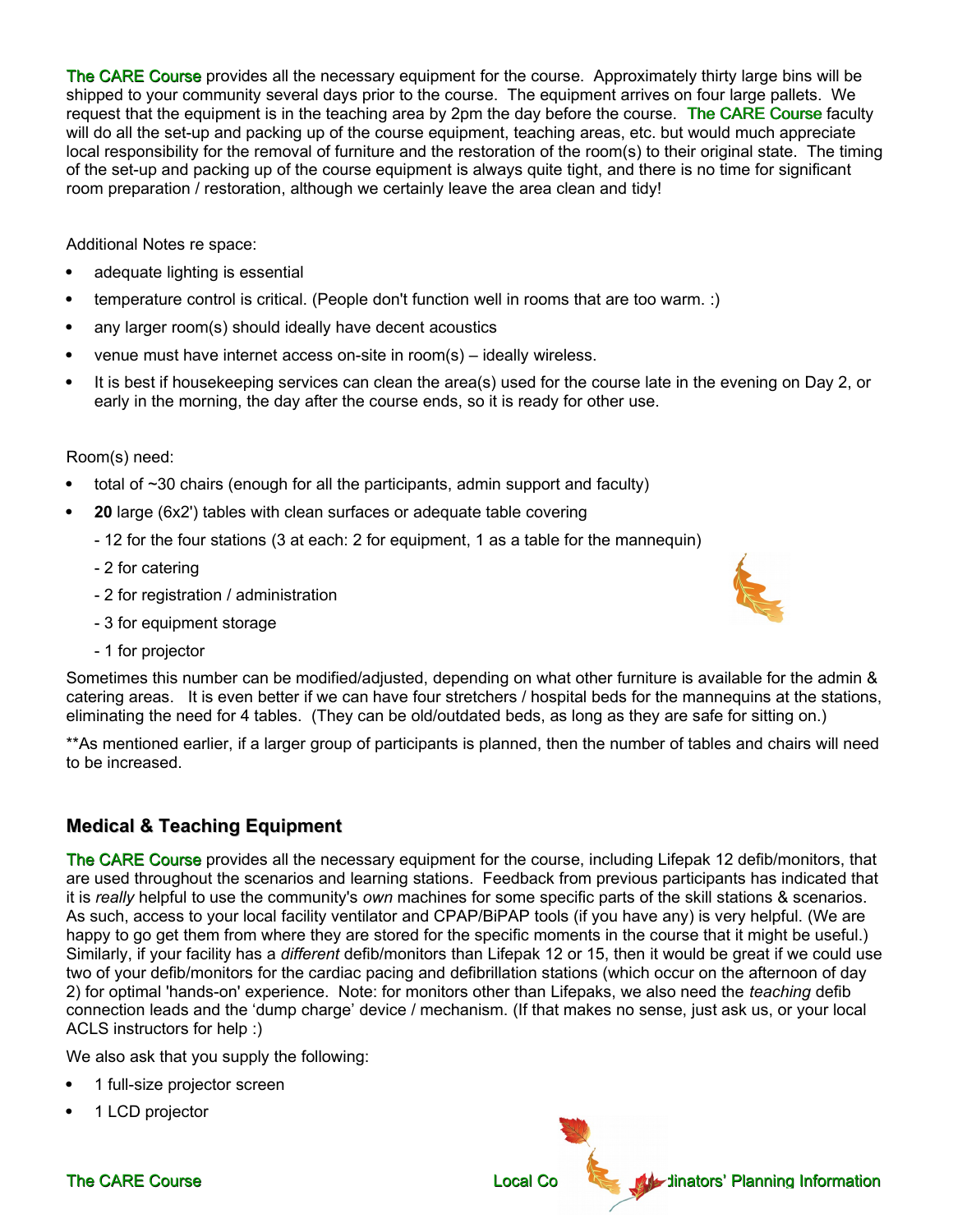The CARE Course provides all the necessary equipment for the course. Approximately thirty large bins will be shipped to your community several days prior to the course. The equipment arrives on four large pallets. We request that the equipment is in the teaching area by 2pm the day before the course. The CARE Course faculty will do all the set-up and packing up of the course equipment, teaching areas, etc. but would much appreciate local responsibility for the removal of furniture and the restoration of the room(s) to their original state. The timing of the set-up and packing up of the course equipment is always quite tight, and there is no time for significant room preparation / restoration, although we certainly leave the area clean and tidy!

Additional Notes re space:

- adequate lighting is essential
- temperature control is critical. (People don't function well in rooms that are too warm. :)
- any larger room(s) should ideally have decent acoustics
- venue must have internet access on-site in room(s) – ideally wireless.
- It is best if housekeeping services can clean the area(s) used for the course late in the evening on Day 2, or early in the morning, the day after the course ends, so it is ready for other use.

Room(s) need:

- total of ~30 chairs (enough for all the participants, admin support and faculty)
- **20** large (6x2') tables with clean surfaces or adequate table covering
  - 12 for the four stations (3 at each: 2 for equipment, 1 as a table for the mannequin)
  - 2 for catering
  - 2 for registration / administration
  - 3 for equipment storage
  - 1 for projector

Sometimes this number can be modified/adjusted, depending on what other furniture is available for the admin & catering areas. It is even better if we can have four stretchers / hospital beds for the mannequins at the stations, eliminating the need for 4 tables. (They can be old/outdated beds, as long as they are safe for sitting on.)

**As mentioned earlier, if a larger group of participants is planned, then the number of tables and chairs will need to be increased.

## Medical & Teaching Equipment

The CARE Course provides all the necessary equipment for the course, including Lifepak 12 defib/monitors, that are used throughout the scenarios and learning stations. Feedback from previous participants has indicated that it is *really* helpful to use the community's *own* machines for some specific parts of the skill stations & scenarios. As such, access to your local facility ventilator and CPAP/BiPAP tools (if you have any) is very helpful. (We are happy to go get them from where they are stored for the specific moments in the course that it might be useful.) Similarly, if your facility has a *different* defib/monitors than Lifepak 12 or 15, then it would be great if we could use two of your defib/monitors for the cardiac pacing and defibrillation stations (which occur on the afternoon of day 2) for optimal 'hands-on' experience. Note: for monitors other than Lifepaks, we also need the *teaching* defib connection leads and the 'dump charge' device / mechanism. (If that makes no sense, just ask us, or your local ACLS instructors for help :)

We also ask that you supply the following:

- 1 full-size projector screen
- 1 LCD projector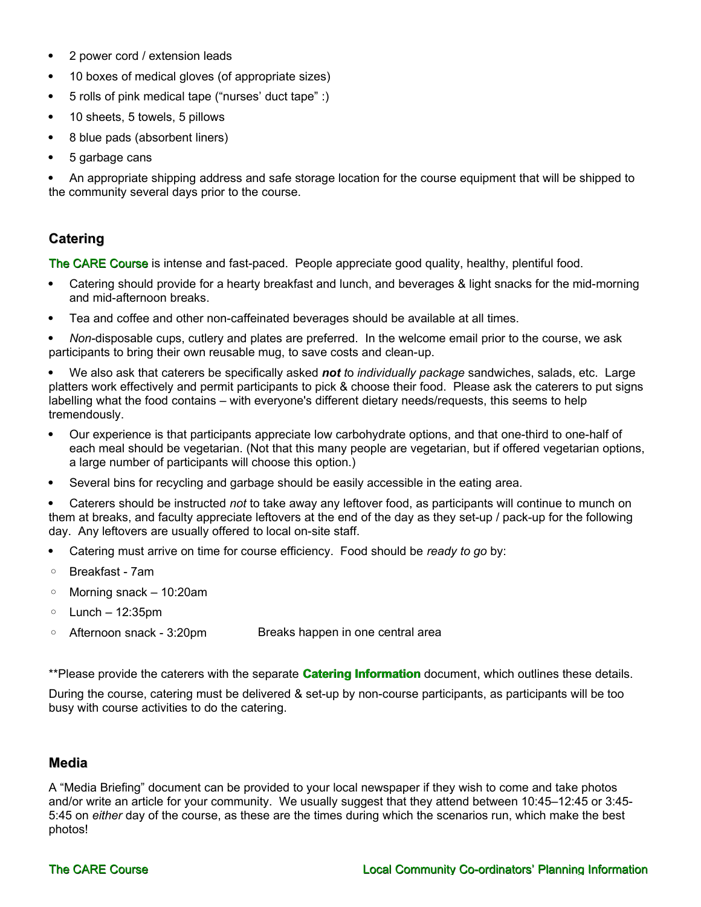- 2 power cord / extension leads
- 10 boxes of medical gloves (of appropriate sizes)
- 5 rolls of pink medical tape ("nurses' duct tape" :)
- 10 sheets, 5 towels, 5 pillows
- 8 blue pads (absorbent liners)
- 5 garbage cans
- An appropriate shipping address and safe storage location for the course equipment that will be shipped to the community several days prior to the course.

## Catering

The CARE Course is intense and fast-paced. People appreciate good quality, healthy, plentiful food.

- Catering should provide for a hearty breakfast and lunch, and beverages & light snacks for the mid-morning and mid-afternoon breaks.
- Tea and coffee and other non-caffeinated beverages should be available at all times.
- *Non*-disposable cups, cutlery and plates are preferred. In the welcome email prior to the course, we ask participants to bring their own reusable mug, to save costs and clean-up.
- We also ask that caterers be specifically asked ***not*** *to individually package* sandwiches, salads, etc. Large platters work effectively and permit participants to pick & choose their food. Please ask the caterers to put signs labelling what the food contains – with everyone's different dietary needs/requests, this seems to help tremendously.
- Our experience is that participants appreciate low carbohydrate options, and that one-third to one-half of each meal should be vegetarian. (Not that this many people are vegetarian, but if offered vegetarian options, a large number of participants will choose this option.)
- Several bins for recycling and garbage should be easily accessible in the eating area.
- Caterers should be instructed *not* to take away any leftover food, as participants will continue to munch on them at breaks, and faculty appreciate leftovers at the end of the day as they set-up / pack-up for the following day. Any leftovers are usually offered to local on-site staff.
- Catering must arrive on time for course efficiency. Food should be *ready to go* by:
  - Breakfast - 7am
  - Morning snack – 10:20am
  - Lunch – 12:35pm
  - Afternoon snack - 3:20pm

Breaks happen in one central area

**Please provide the caterers with the separate **Catering Information** document, which outlines these details.

During the course, catering must be delivered & set-up by non-course participants, as participants will be too busy with course activities to do the catering.

## Media

A "Media Briefing" document can be provided to your local newspaper if they wish to come and take photos and/or write an article for your community. We usually suggest that they attend between 10:45–12:45 or 3:45-5:45 on *either* day of the course, as these are the times during which the scenarios run, which make the best photos!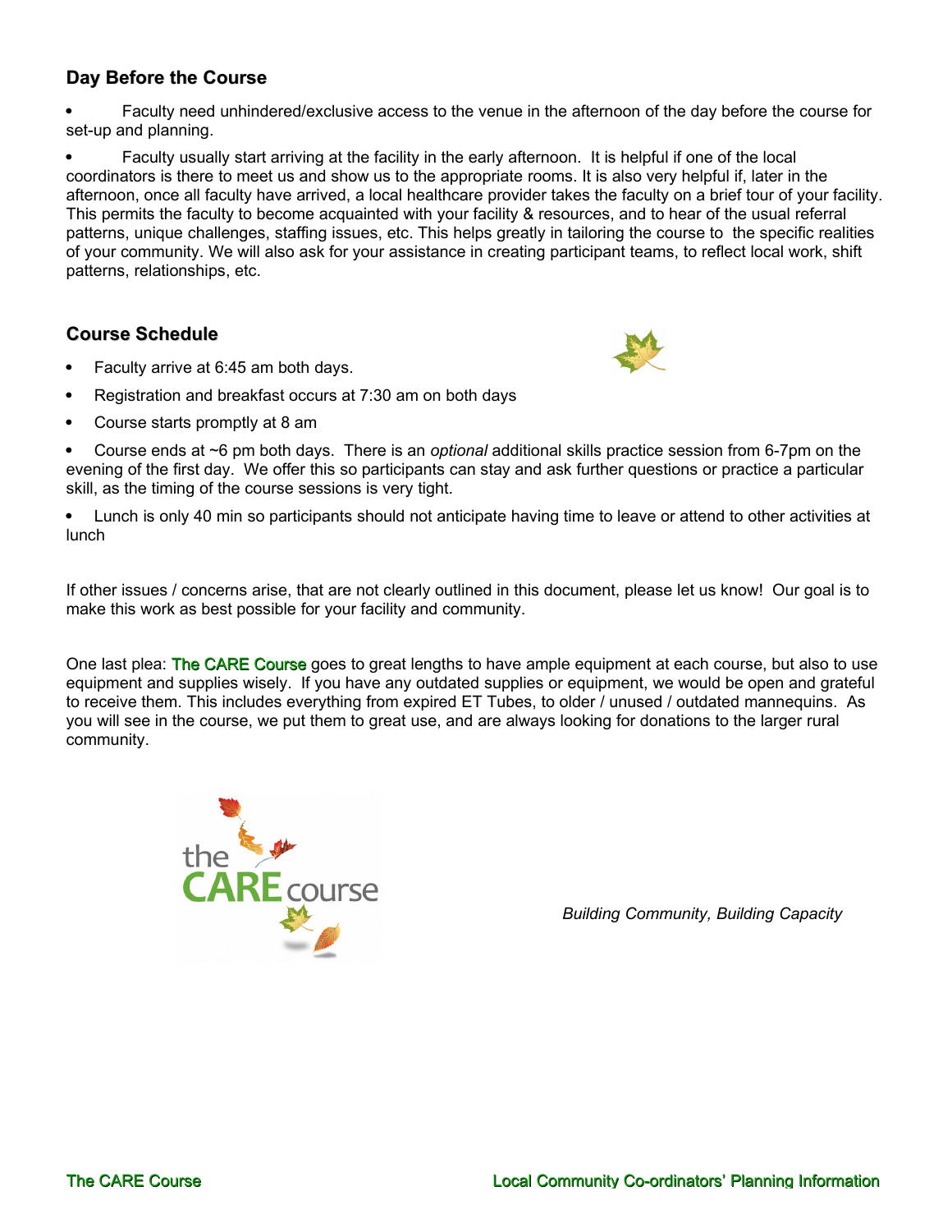## Day Before the Course

- Faculty need unhindered/exclusive access to the venue in the afternoon of the day before the course for set-up and planning.
- Faculty usually start arriving at the facility in the early afternoon. It is helpful if one of the local coordinators is there to meet us and show us to the appropriate rooms. It is also very helpful if, later in the afternoon, once all faculty have arrived, a local healthcare provider takes the faculty on a brief tour of your facility. This permits the faculty to become acquainted with your facility & resources, and to hear of the usual referral patterns, unique challenges, staffing issues, etc. This helps greatly in tailoring the course to the specific realities of your community. We will also ask for your assistance in creating participant teams, to reflect local work, shift patterns, relationships, etc.

## Course Schedule

- Faculty arrive at 6:45 am both days.
- Registration and breakfast occurs at 7:30 am on both days
- Course starts promptly at 8 am
- Course ends at ~6 pm both days. There is an *optional* additional skills practice session from 6-7pm on the evening of the first day. We offer this so participants can stay and ask further questions or practice a particular skill, as the timing of the course sessions is very tight.
- Lunch is only 40 min so participants should not anticipate having time to leave or attend to other activities at lunch

If other issues / concerns arise, that are not clearly outlined in this document, please let us know! Our goal is to make this work as best possible for your facility and community.

One last plea: The CARE Course goes to great lengths to have ample equipment at each course, but also to use equipment and supplies wisely. If you have any outdated supplies or equipment, we would be open and grateful to receive them. This includes everything from expired ET Tubes, to older / unused / outdated mannequins. As you will see in the course, we put them to great use, and are always looking for donations to the larger rural community.

the CARE course

*Building Community, Building Capacity*